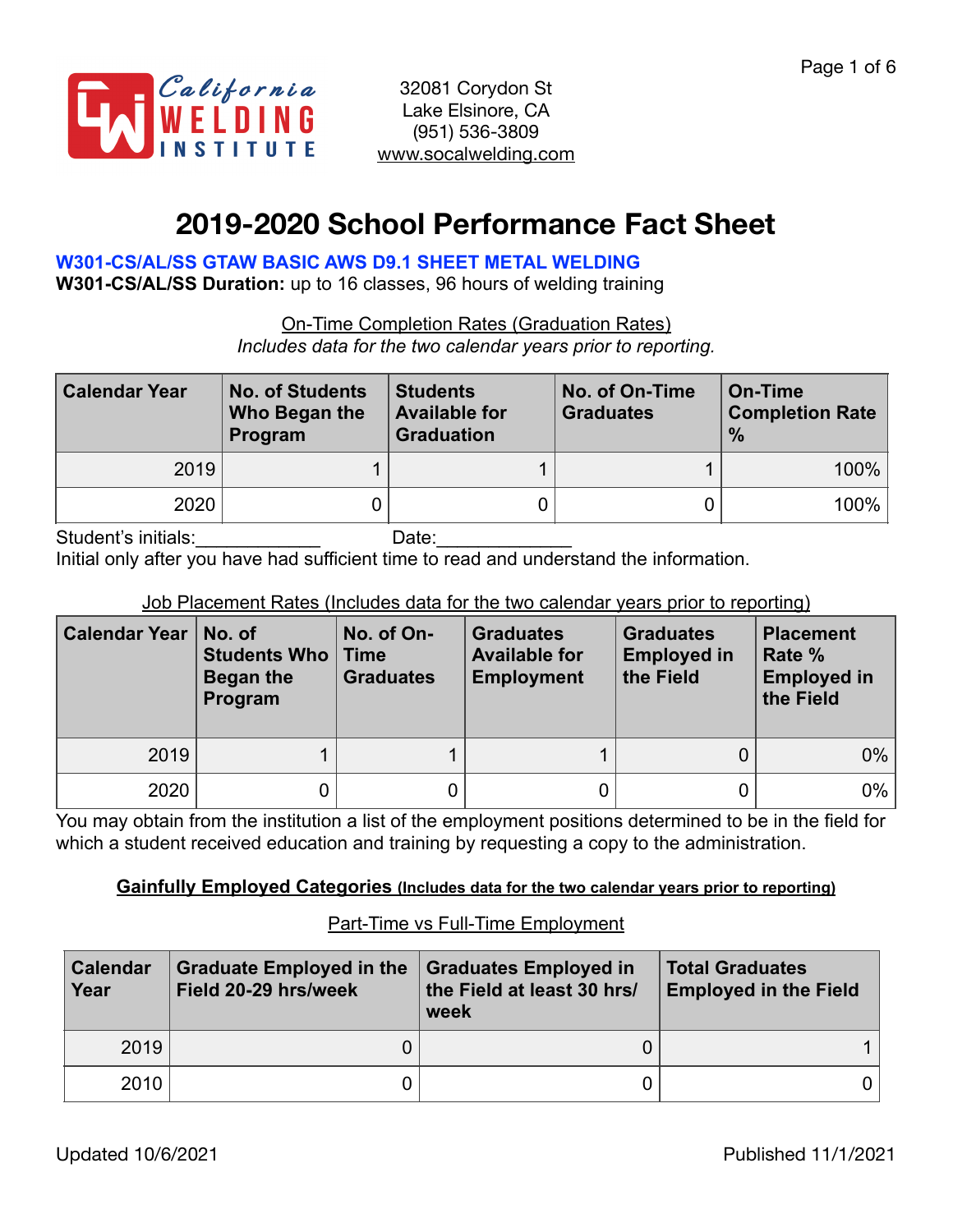California WELDING INSTITUTE

32081 Corydon St
Lake Elsinore, CA
(951) 536-3809
www.socalwelding.com

# 2019-2020 School Performance Fact Sheet

**W301-CS/AL/SS GTAW BASIC AWS D9.1 SHEET METAL WELDING**

**W301-CS/AL/SS Duration:** up to 16 classes, 96 hours of welding training

On-Time Completion Rates (Graduation Rates)

*Includes data for the two calendar years prior to reporting.*

| Calendar Year | No. of Students Who Began the Program | Students Available for Graduation | No. of On-Time Graduates | On-Time Completion Rate % |
|---|---|---|---|---|
| 2019 | 1 | 1 | 1 | 100% |
| 2020 | 0 | 0 | 0 | 100% |

Student's initials:____________ Date:_____________

Initial only after you have had sufficient time to read and understand the information.

Job Placement Rates (Includes data for the two calendar years prior to reporting)

| Calendar Year | No. of Students Who Began the Program | No. of On-Time Graduates | Graduates Available for Employment | Graduates Employed in the Field | Placement Rate % Employed in the Field |
|---|---|---|---|---|---|
| 2019 | 1 | 1 | 1 | 0 | 0% |
| 2020 | 0 | 0 | 0 | 0 | 0% |

You may obtain from the institution a list of the employment positions determined to be in the field for which a student received education and training by requesting a copy to the administration.

**Gainfully Employed Categories (Includes data for the two calendar years prior to reporting)**

Part-Time vs Full-Time Employment

| Calendar Year | Graduate Employed in the Field 20-29 hrs/week | Graduates Employed in the Field at least 30 hrs/ week | Total Graduates Employed in the Field |
|---|---|---|---|
| 2019 | 0 | 0 | 1 |
| 2010 | 0 | 0 | 0 |

Updated 10/6/2021

Published 11/1/2021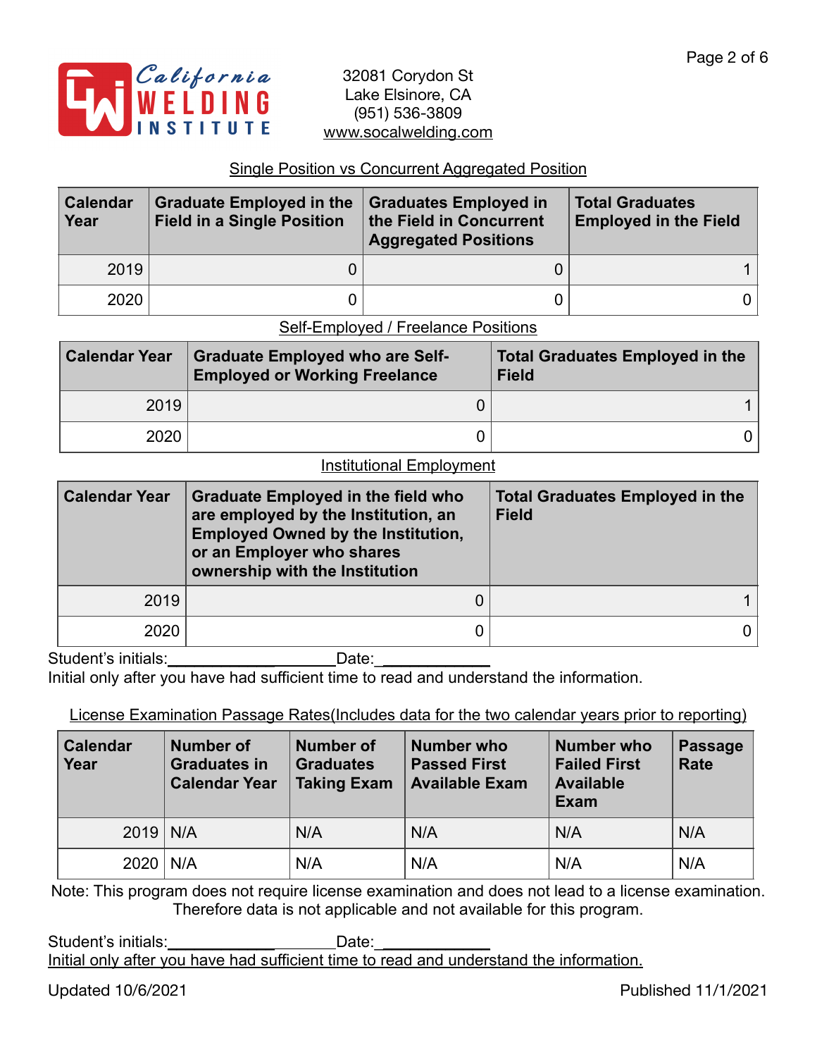California WELDING INSTITUTE

32081 Corydon St
Lake Elsinore, CA
(951) 536-3809
www.socalwelding.com

Single Position vs Concurrent Aggregated Position

| Calendar Year | Graduate Employed in the Field in a Single Position | Graduates Employed in the Field in Concurrent Aggregated Positions | Total Graduates Employed in the Field |
|---|---|---|---|
| 2019 | 0 | 0 | 1 |
| 2020 | 0 | 0 | 0 |

Self-Employed / Freelance Positions

| Calendar Year | Graduate Employed who are Self-Employed or Working Freelance | Total Graduates Employed in the Field |
|---|---|---|
| 2019 | 0 | 1 |
| 2020 | 0 | 0 |

Institutional Employment

| Calendar Year | Graduate Employed in the field who are employed by the Institution, an Employed Owned by the Institution, or an Employer who shares ownership with the Institution | Total Graduates Employed in the Field |
|---|---|---|
| 2019 | 0 | 1 |
| 2020 | 0 | 0 |

Student's initials:____________________ Date:____________
Initial only after you have had sufficient time to read and understand the information.

License Examination Passage Rates(Includes data for the two calendar years prior to reporting)

| Calendar Year | Number of Graduates in Calendar Year | Number of Graduates Taking Exam | Number who Passed First Available Exam | Number who Failed First Available Exam | Passage Rate |
|---|---|---|---|---|---|
| 2019 | N/A | N/A | N/A | N/A | N/A |
| 2020 | N/A | N/A | N/A | N/A | N/A |

Note: This program does not require license examination and does not lead to a license examination. Therefore data is not applicable and not available for this program.

Student's initials:____________________ Date:____________
Initial only after you have had sufficient time to read and understand the information.

Updated 10/6/2021 Published 11/1/2021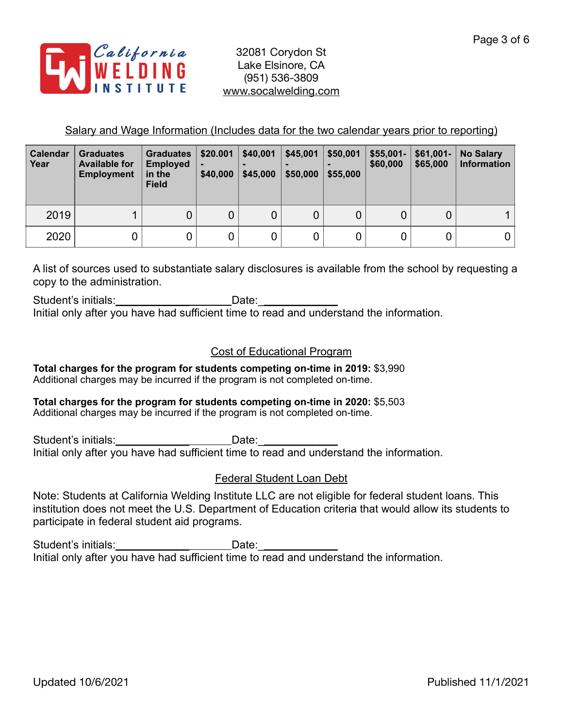California Welding Institute

32081 Corydon St
Lake Elsinore, CA
(951) 536-3809
www.socalwelding.com

## Salary and Wage Information (Includes data for the two calendar years prior to reporting)

| Calendar Year | Graduates Available for Employment | Graduates Employed in the Field | $20.001 - $40,000 | $40,001 - $45,000 | $45,001 - $50,000 | $50,001 - $55,000 | $55,001- $60,000 | $61,001- $65,000 | No Salary Information |
|---|---|---|---|---|---|---|---|---|---|
| 2019 | 1 | 0 | 0 | 0 | 0 | 0 | 0 | 0 | 1 |
| 2020 | 0 | 0 | 0 | 0 | 0 | 0 | 0 | 0 | 0 |

A list of sources used to substantiate salary disclosures is available from the school by requesting a copy to the administration.

Student's initials:___________________Date:____________
Initial only after you have had sufficient time to read and understand the information.

## Cost of Educational Program

**Total charges for the program for students competing on-time in 2019:** $3,990
Additional charges may be incurred if the program is not completed on-time.

**Total charges for the program for students competing on-time in 2020:** $5,503
Additional charges may be incurred if the program is not completed on-time.

Student's initials:___________________Date:____________
Initial only after you have had sufficient time to read and understand the information.

## Federal Student Loan Debt

Note: Students at California Welding Institute LLC are not eligible for federal student loans. This institution does not meet the U.S. Department of Education criteria that would allow its students to participate in federal student aid programs.

Student's initials:___________________Date:____________
Initial only after you have had sufficient time to read and understand the information.

Updated 10/6/2021 Published 11/1/2021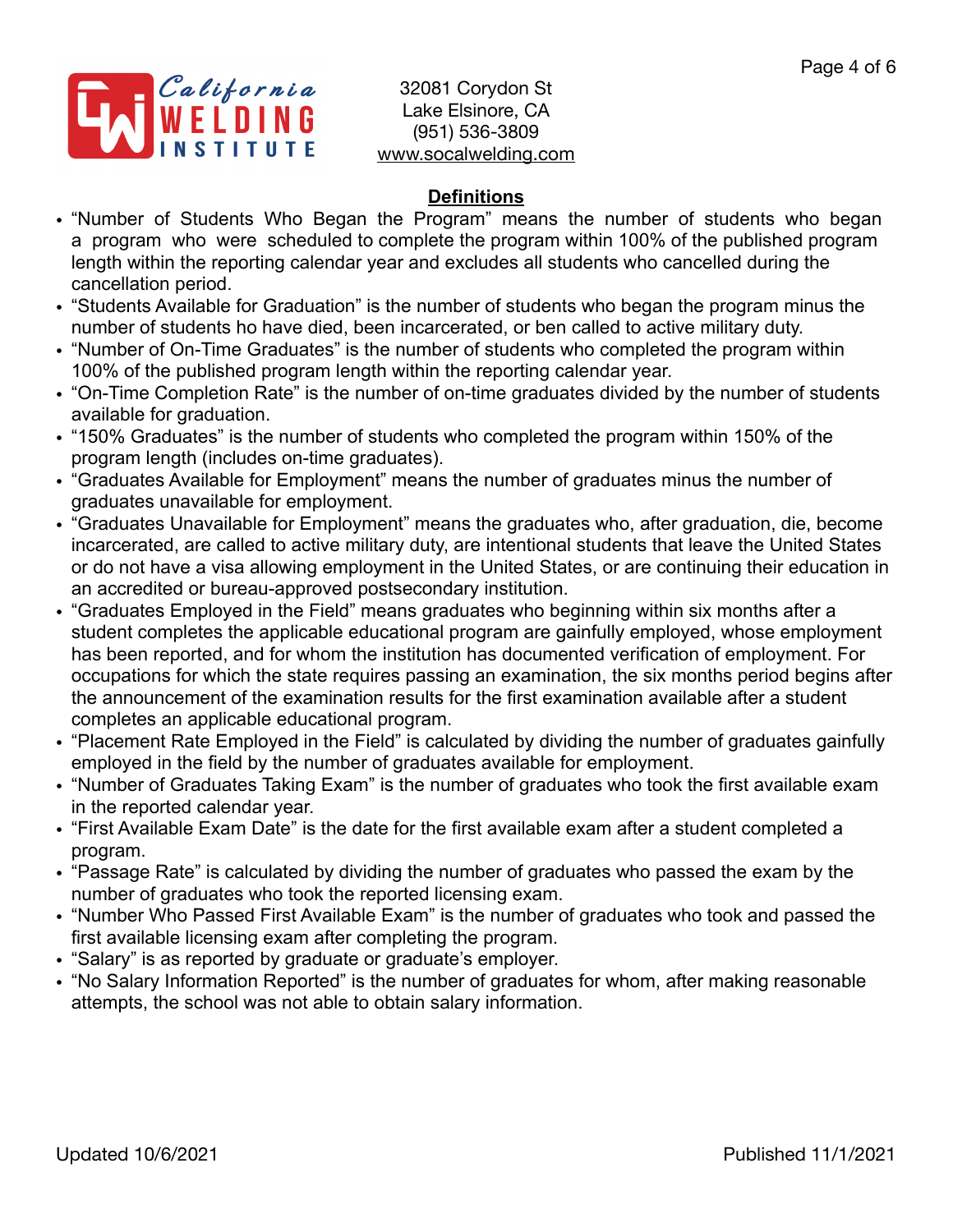32081 Corydon St
Lake Elsinore, CA
(951) 536-3809
www.socalwelding.com

## Definitions

- "Number of Students Who Began the Program" means the number of students who began a program who were scheduled to complete the program within 100% of the published program length within the reporting calendar year and excludes all students who cancelled during the cancellation period.
- "Students Available for Graduation" is the number of students who began the program minus the number of students ho have died, been incarcerated, or ben called to active military duty.
- "Number of On-Time Graduates" is the number of students who completed the program within 100% of the published program length within the reporting calendar year.
- "On-Time Completion Rate" is the number of on-time graduates divided by the number of students available for graduation.
- "150% Graduates" is the number of students who completed the program within 150% of the program length (includes on-time graduates).
- "Graduates Available for Employment" means the number of graduates minus the number of graduates unavailable for employment.
- "Graduates Unavailable for Employment" means the graduates who, after graduation, die, become incarcerated, are called to active military duty, are intentional students that leave the United States or do not have a visa allowing employment in the United States, or are continuing their education in an accredited or bureau-approved postsecondary institution.
- "Graduates Employed in the Field" means graduates who beginning within six months after a student completes the applicable educational program are gainfully employed, whose employment has been reported, and for whom the institution has documented verification of employment. For occupations for which the state requires passing an examination, the six months period begins after the announcement of the examination results for the first examination available after a student completes an applicable educational program.
- "Placement Rate Employed in the Field" is calculated by dividing the number of graduates gainfully employed in the field by the number of graduates available for employment.
- "Number of Graduates Taking Exam" is the number of graduates who took the first available exam in the reported calendar year.
- "First Available Exam Date" is the date for the first available exam after a student completed a program.
- "Passage Rate" is calculated by dividing the number of graduates who passed the exam by the number of graduates who took the reported licensing exam.
- "Number Who Passed First Available Exam" is the number of graduates who took and passed the first available licensing exam after completing the program.
- "Salary" is as reported by graduate or graduate's employer.
- "No Salary Information Reported" is the number of graduates for whom, after making reasonable attempts, the school was not able to obtain salary information.

Updated 10/6/2021 Published 11/1/2021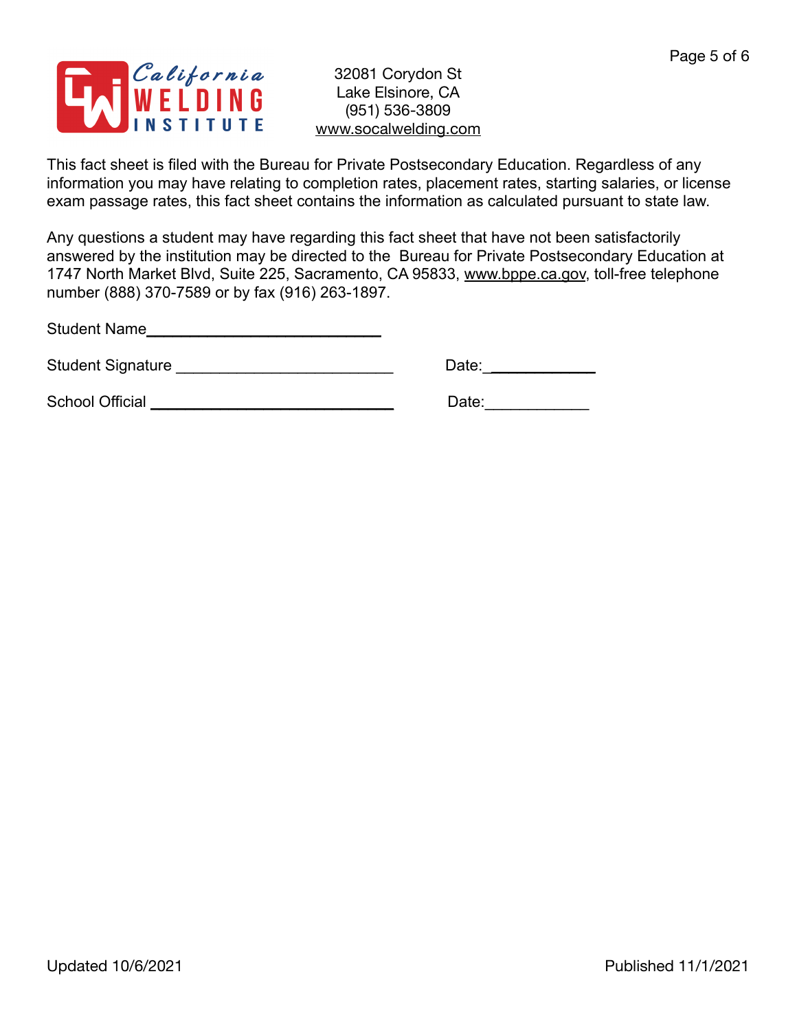California WELDING INSTITUTE

32081 Corydon St
Lake Elsinore, CA
(951) 536-3809
www.socalwelding.com

This fact sheet is filed with the Bureau for Private Postsecondary Education. Regardless of any information you may have relating to completion rates, placement rates, starting salaries, or license exam passage rates, this fact sheet contains the information as calculated pursuant to state law.

Any questions a student may have regarding this fact sheet that have not been satisfactorily answered by the institution may be directed to the Bureau for Private Postsecondary Education at 1747 North Market Blvd, Suite 225, Sacramento, CA 95833, www.bppe.ca.gov, toll-free telephone number (888) 370-7589 or by fax (916) 263-1897.

Student Name___________________________

Student Signature _________________________ Date:____________

School Official ____________________________ Date:____________

Updated 10/6/2021 Published 11/1/2021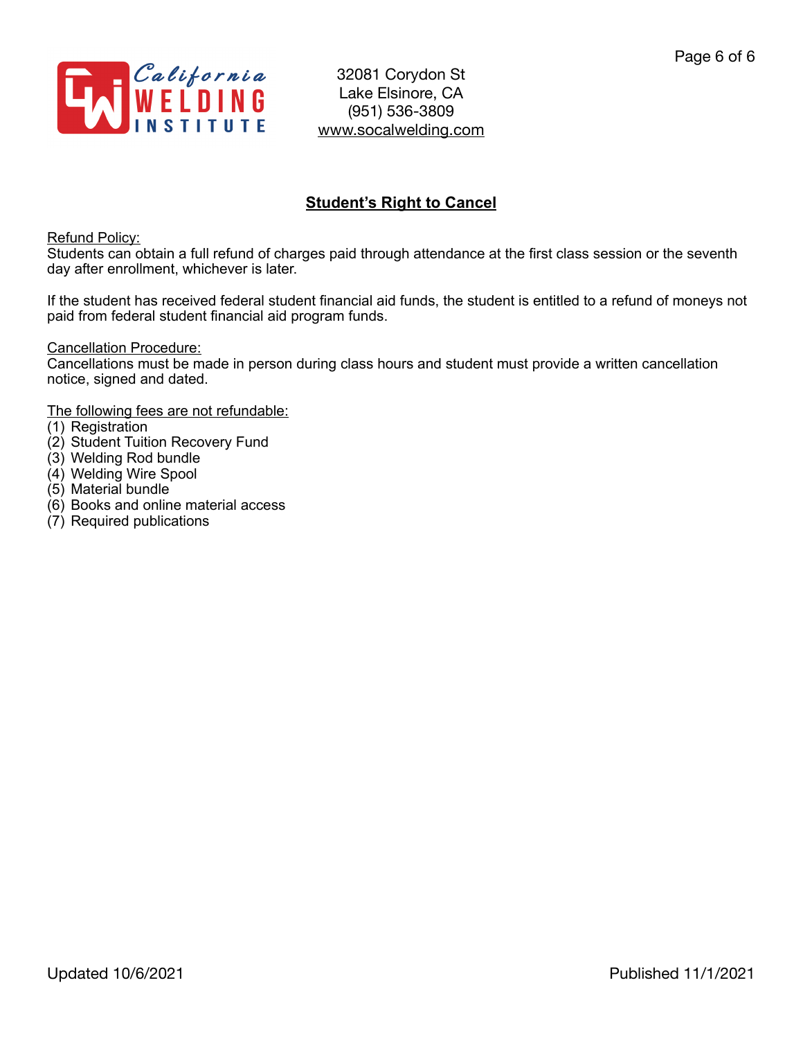California Welding Institute

32081 Corydon St
Lake Elsinore, CA
(951) 536-3809
www.socalwelding.com

## Student's Right to Cancel

Refund Policy:
Students can obtain a full refund of charges paid through attendance at the first class session or the seventh day after enrollment, whichever is later.

If the student has received federal student financial aid funds, the student is entitled to a refund of moneys not paid from federal student financial aid program funds.

Cancellation Procedure:
Cancellations must be made in person during class hours and student must provide a written cancellation notice, signed and dated.

The following fees are not refundable:
(1) Registration
(2) Student Tuition Recovery Fund
(3) Welding Rod bundle
(4) Welding Wire Spool
(5) Material bundle
(6) Books and online material access
(7) Required publications

Updated 10/6/2021

Published 11/1/2021